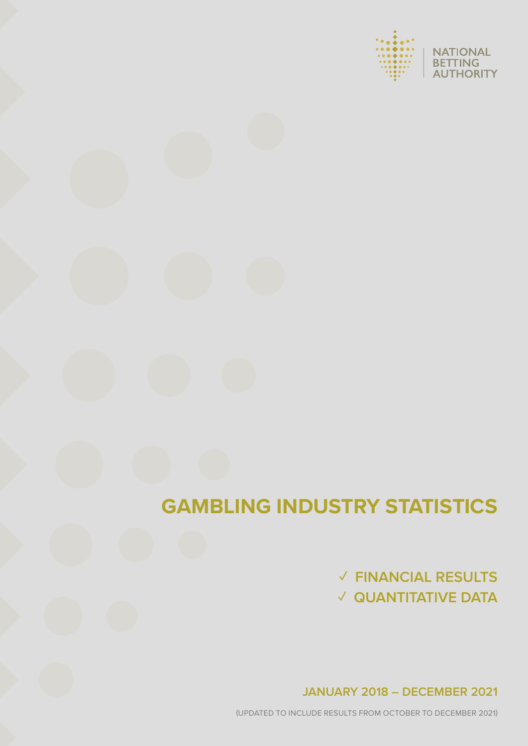NATIONAL BETTING AUTHORITY

# GAMBLING INDUSTRY STATISTICS

✓ FINANCIAL RESULTS
✓ QUANTITATIVE DATA

**JANUARY 2018 – DECEMBER 2021**

(UPDATED TO INCLUDE RESULTS FROM OCTOBER TO DECEMBER 2021)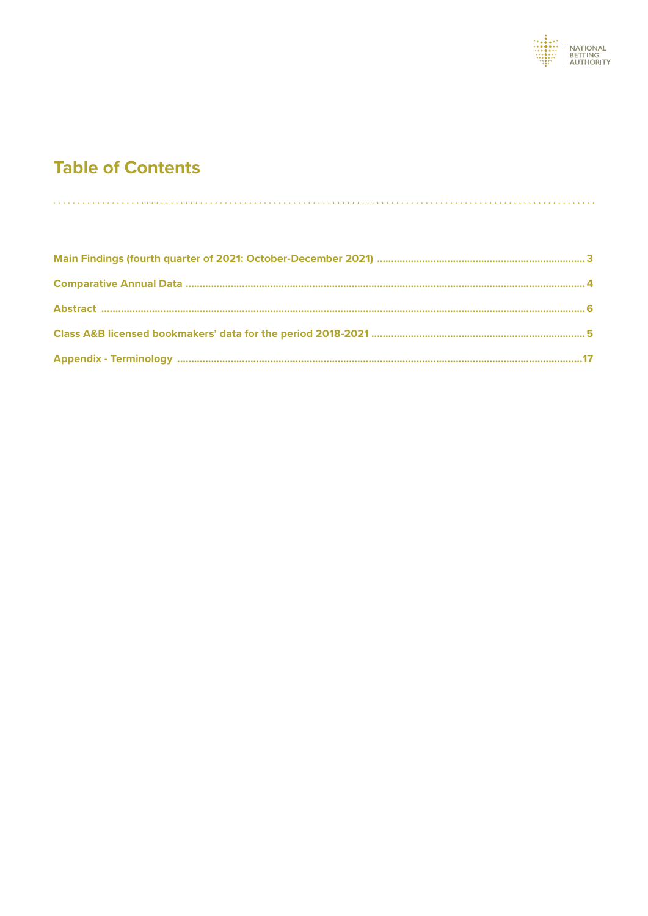# Table of Contents

Main Findings (fourth quarter of 2021: October-December 2021) ........ 3

Comparative Annual Data ........ 4

Abstract ........ 6

Class A&B licensed bookmakers' data for the period 2018-2021 ........ 5

Appendix - Terminology ........ 17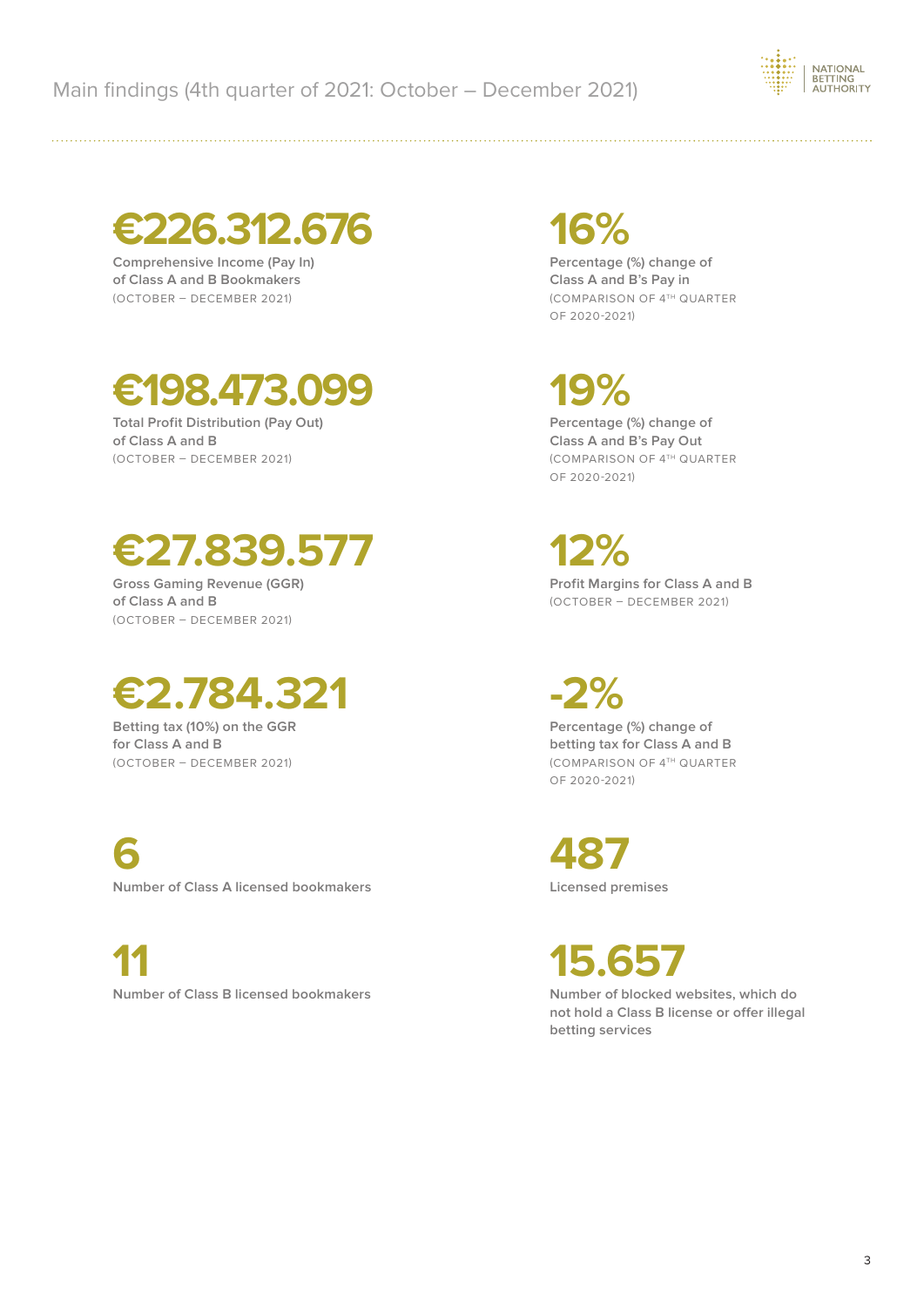# Main findings (4th quarter of 2021: October – December 2021)

**€226.312.676**

Comprehensive Income (Pay In) of Class A and B Bookmakers
(OCTOBER – DECEMBER 2021)

**16%**

Percentage (%) change of Class A and B's Pay in
(COMPARISON OF 4TH QUARTER OF 2020-2021)

**€198.473.099**

Total Profit Distribution (Pay Out) of Class A and B
(OCTOBER – DECEMBER 2021)

**19%**

Percentage (%) change of Class A and B's Pay Out
(COMPARISON OF 4TH QUARTER OF 2020-2021)

**€27.839.577**

Gross Gaming Revenue (GGR) of Class A and B
(OCTOBER – DECEMBER 2021)

**12%**

Profit Margins for Class A and B
(OCTOBER – DECEMBER 2021)

**€2.784.321**

Betting tax (10%) on the GGR for Class A and B
(OCTOBER – DECEMBER 2021)

**-2%**

Percentage (%) change of betting tax for Class A and B
(COMPARISON OF 4TH QUARTER OF 2020-2021)

**6**

Number of Class A licensed bookmakers

**487**

Licensed premises

**11**

Number of Class B licensed bookmakers

**15.657**

Number of blocked websites, which do not hold a Class B license or offer illegal betting services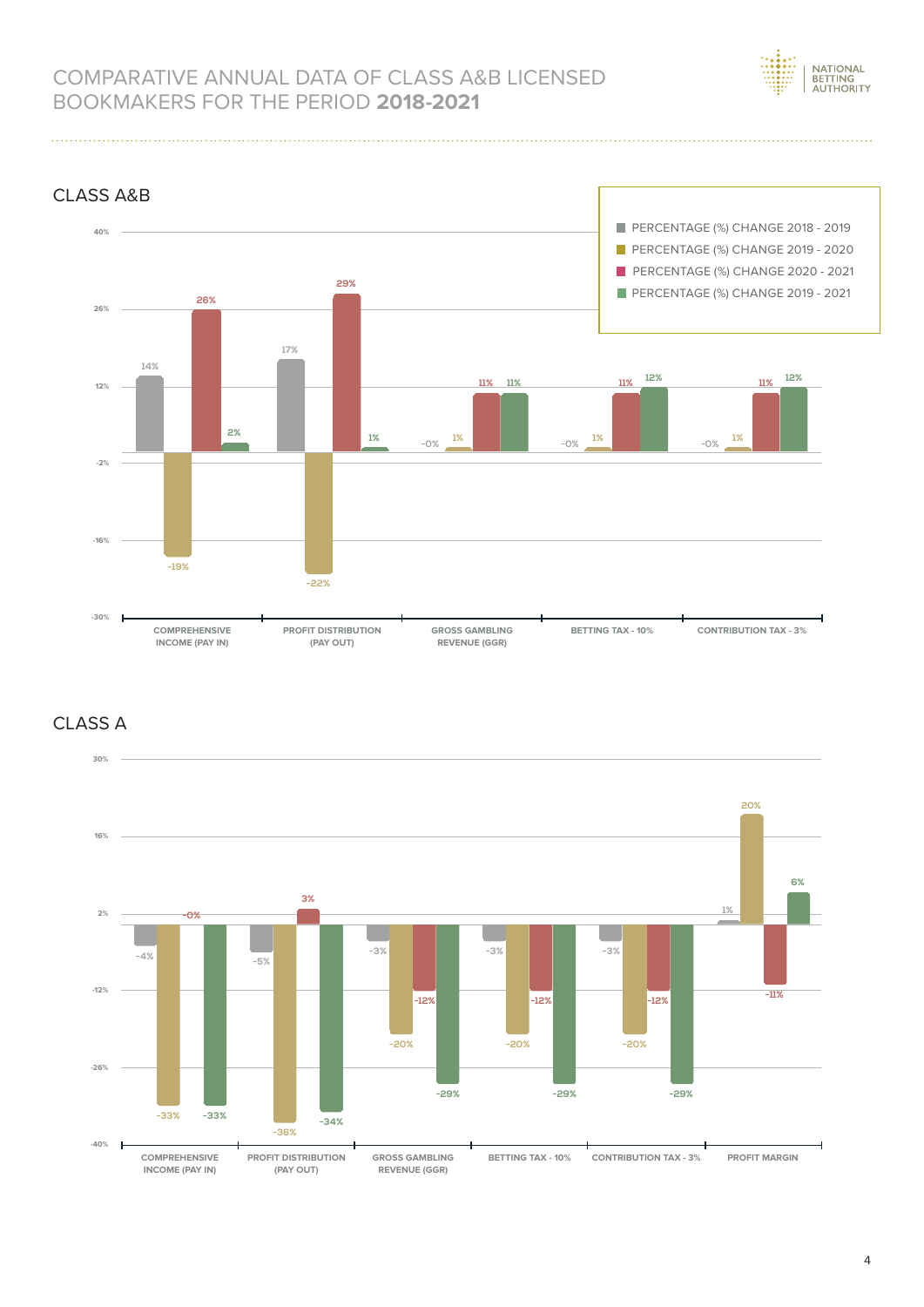# COMPARATIVE ANNUAL DATA OF CLASS A&B LICENSED BOOKMAKERS FOR THE PERIOD **2018-2021**

## CLASS A&B

| | PERCENTAGE (%) CHANGE 2018 - 2019 | PERCENTAGE (%) CHANGE 2019 - 2020 | PERCENTAGE (%) CHANGE 2020 - 2021 | PERCENTAGE (%) CHANGE 2019 - 2021 |
|---|---|---|---|---|
| COMPREHENSIVE INCOME (PAY IN) | 14% | -19% | 26% | 2% |
| PROFIT DISTRIBUTION (PAY OUT) | 17% | -22% | 29% | 1% |
| GROSS GAMBLING REVENUE (GGR) | -0% | 1% | 11% | 11% |
| BETTING TAX - 10% | -0% | 1% | 11% | 12% |
| CONTRIBUTION TAX - 3% | -0% | 1% | 11% | 12% |

## CLASS A

| | PERCENTAGE (%) CHANGE 2018 - 2019 | PERCENTAGE (%) CHANGE 2019 - 2020 | PERCENTAGE (%) CHANGE 2020 - 2021 | PERCENTAGE (%) CHANGE 2019 - 2021 |
|---|---|---|---|---|
| COMPREHENSIVE INCOME (PAY IN) | -4% | -33% | -0% | -33% |
| PROFIT DISTRIBUTION (PAY OUT) | -5% | -36% | 3% | -34% |
| GROSS GAMBLING REVENUE (GGR) | -3% | -20% | -12% | -29% |
| BETTING TAX - 10% | -3% | -20% | -12% | -29% |
| CONTRIBUTION TAX - 3% | -3% | -20% | -12% | -29% |
| PROFIT MARGIN | 1% | 20% | -11% | 6% |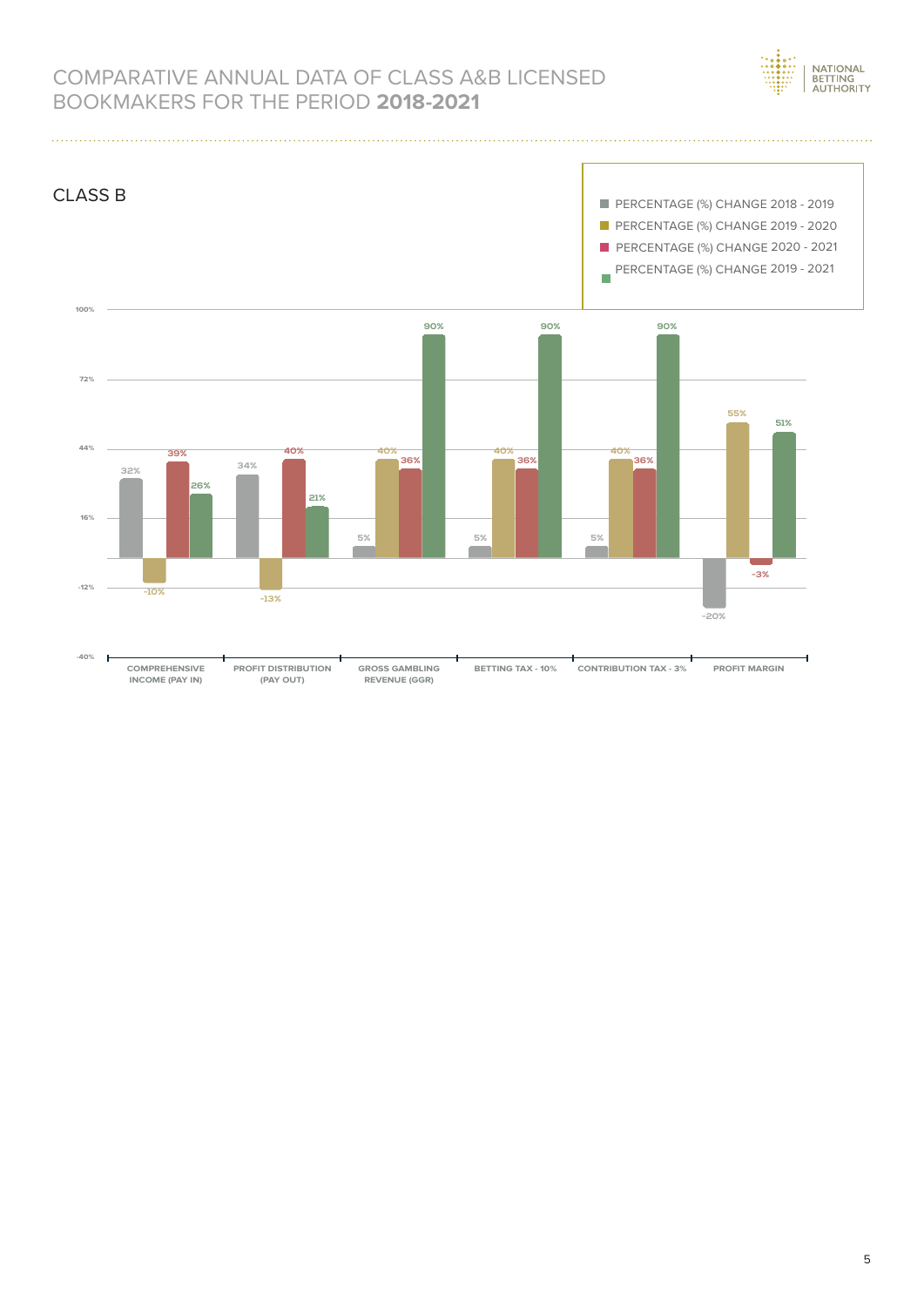# COMPARATIVE ANNUAL DATA OF CLASS A&B LICENSED BOOKMAKERS FOR THE PERIOD **2018-2021**

## CLASS B

| | PERCENTAGE (%) CHANGE 2018 - 2019 | PERCENTAGE (%) CHANGE 2019 - 2020 | PERCENTAGE (%) CHANGE 2020 - 2021 | PERCENTAGE (%) CHANGE 2019 - 2021 |
|---|---|---|---|---|
| COMPREHENSIVE INCOME (PAY IN) | 32% | -10% | 39% | 26% |
| PROFIT DISTRIBUTION (PAY OUT) | 34% | -13% | 40% | 21% |
| GROSS GAMBLING REVENUE (GGR) | 5% | 40% | 36% | 90% |
| BETTING TAX - 10% | 5% | 40% | 36% | 90% |
| CONTRIBUTION TAX - 3% | 5% | 40% | 36% | 90% |
| PROFIT MARGIN | -20% | 55% | -3% | 51% |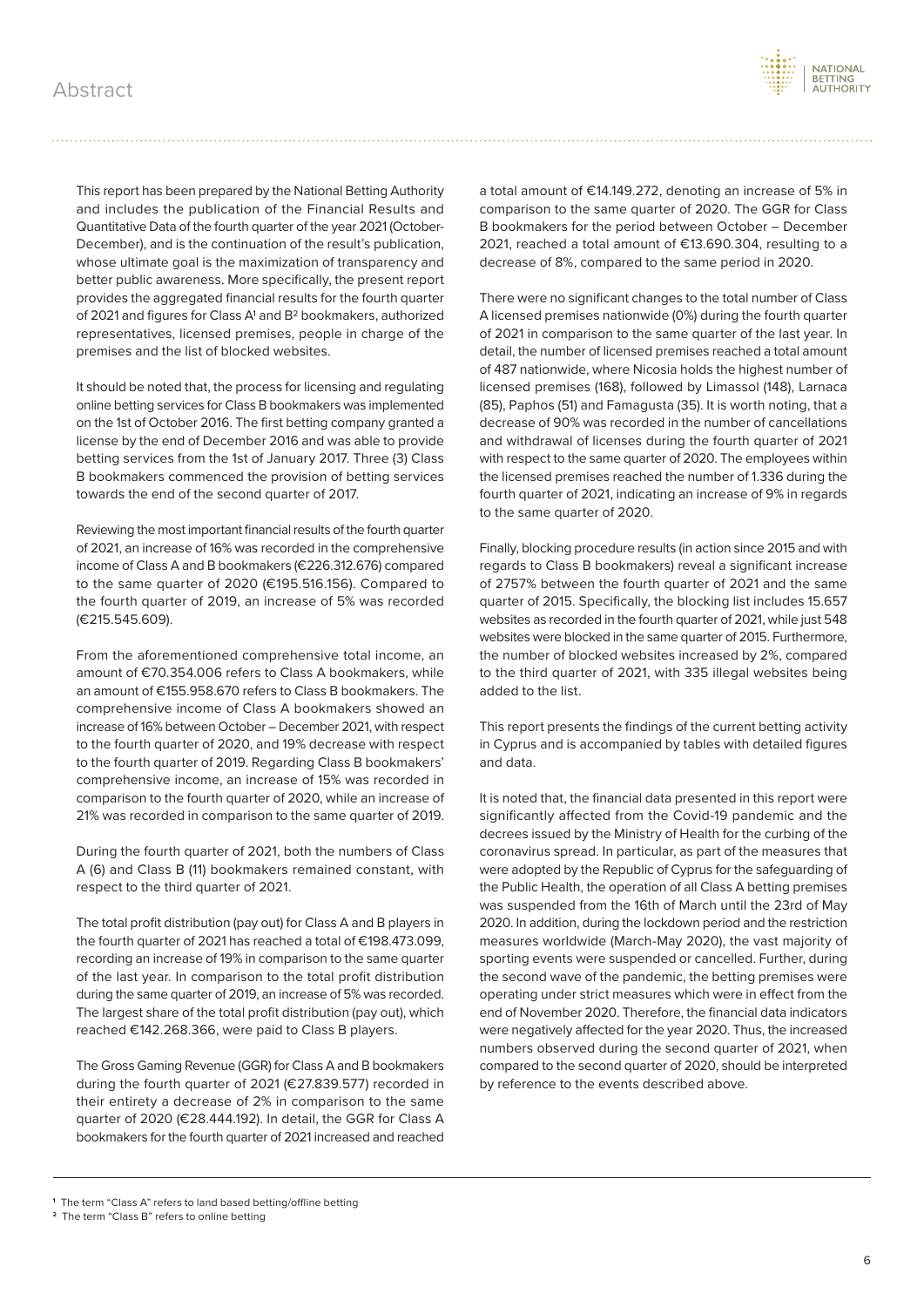# Abstract

This report has been prepared by the National Betting Authority and includes the publication of the Financial Results and Quantitative Data of the fourth quarter of the year 2021 (October-December), and is the continuation of the result's publication, whose ultimate goal is the maximization of transparency and better public awareness. More specifically, the present report provides the aggregated financial results for the fourth quarter of 2021 and figures for Class A[1] and B[2] bookmakers, authorized representatives, licensed premises, people in charge of the premises and the list of blocked websites.

It should be noted that, the process for licensing and regulating online betting services for Class B bookmakers was implemented on the 1st of October 2016. The first betting company granted a license by the end of December 2016 and was able to provide betting services from the 1st of January 2017. Three (3) Class B bookmakers commenced the provision of betting services towards the end of the second quarter of 2017.

Reviewing the most important financial results of the fourth quarter of 2021, an increase of 16% was recorded in the comprehensive income of Class A and B bookmakers (€226.312.676) compared to the same quarter of 2020 (€195.516.156). Compared to the fourth quarter of 2019, an increase of 5% was recorded (€215.545.609).

From the aforementioned comprehensive total income, an amount of €70.354.006 refers to Class A bookmakers, while an amount of €155.958.670 refers to Class B bookmakers. The comprehensive income of Class A bookmakers showed an increase of 16% between October – December 2021, with respect to the fourth quarter of 2020, and 19% decrease with respect to the fourth quarter of 2019. Regarding Class B bookmakers' comprehensive income, an increase of 15% was recorded in comparison to the fourth quarter of 2020, while an increase of 21% was recorded in comparison to the same quarter of 2019.

During the fourth quarter of 2021, both the numbers of Class A (6) and Class B (11) bookmakers remained constant, with respect to the third quarter of 2021.

The total profit distribution (pay out) for Class A and B players in the fourth quarter of 2021 has reached a total of €198.473.099, recording an increase of 19% in comparison to the same quarter of the last year. In comparison to the total profit distribution during the same quarter of 2019, an increase of 5% was recorded. The largest share of the total profit distribution (pay out), which reached €142.268.366, were paid to Class B players.

The Gross Gaming Revenue (GGR) for Class A and B bookmakers during the fourth quarter of 2021 (€27.839.577) recorded in their entirety a decrease of 2% in comparison to the same quarter of 2020 (€28.444.192). In detail, the GGR for Class A bookmakers for the fourth quarter of 2021 increased and reached a total amount of €14.149.272, denoting an increase of 5% in comparison to the same quarter of 2020. The GGR for Class B bookmakers for the period between October – December 2021, reached a total amount of €13.690.304, resulting to a decrease of 8%, compared to the same period in 2020.

There were no significant changes to the total number of Class A licensed premises nationwide (0%) during the fourth quarter of 2021 in comparison to the same quarter of the last year. In detail, the number of licensed premises reached a total amount of 487 nationwide, where Nicosia holds the highest number of licensed premises (168), followed by Limassol (148), Larnaca (85), Paphos (51) and Famagusta (35). It is worth noting, that a decrease of 90% was recorded in the number of cancellations and withdrawal of licenses during the fourth quarter of 2021 with respect to the same quarter of 2020. The employees within the licensed premises reached the number of 1.336 during the fourth quarter of 2021, indicating an increase of 9% in regards to the same quarter of 2020.

Finally, blocking procedure results (in action since 2015 and with regards to Class B bookmakers) reveal a significant increase of 2757% between the fourth quarter of 2021 and the same quarter of 2015. Specifically, the blocking list includes 15.657 websites as recorded in the fourth quarter of 2021, while just 548 websites were blocked in the same quarter of 2015. Furthermore, the number of blocked websites increased by 2%, compared to the third quarter of 2021, with 335 illegal websites being added to the list.

This report presents the findings of the current betting activity in Cyprus and is accompanied by tables with detailed figures and data.

It is noted that, the financial data presented in this report were significantly affected from the Covid-19 pandemic and the decrees issued by the Ministry of Health for the curbing of the coronavirus spread. In particular, as part of the measures that were adopted by the Republic of Cyprus for the safeguarding of the Public Health, the operation of all Class A betting premises was suspended from the 16th of March until the 23rd of May 2020. In addition, during the lockdown period and the restriction measures worldwide (March-May 2020), the vast majority of sporting events were suspended or cancelled. Further, during the second wave of the pandemic, the betting premises were operating under strict measures which were in effect from the end of November 2020. Therefore, the financial data indicators were negatively affected for the year 2020. Thus, the increased numbers observed during the second quarter of 2021, when compared to the second quarter of 2020, should be interpreted by reference to the events described above.

---

[1] The term "Class A" refers to land based betting/offline betting

[2] The term "Class B" refers to online betting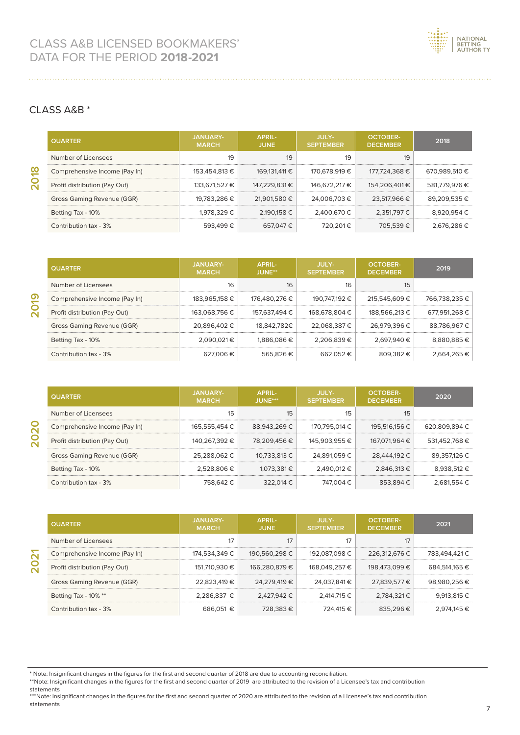# CLASS A&B LICENSED BOOKMAKERS' DATA FOR THE PERIOD **2018-2021**

## CLASS A&B *

### 2018

| QUARTER | JANUARY-MARCH | APRIL-JUNE | JULY-SEPTEMBER | OCTOBER-DECEMBER | 2018 |
|---|---|---|---|---|---|
| Number of Licensees | 19 | 19 | 19 | 19 | |
| Comprehensive Income (Pay In) | 153,454,813 € | 169,131,411 € | 170,678,919 € | 177,724,368 € | 670,989,510 € |
| Profit distribution (Pay Out) | 133,671,527 € | 147,229,831 € | 146,672,217 € | 154,206,401 € | 581,779,976 € |
| Gross Gaming Revenue (GGR) | 19,783,286 € | 21,901,580 € | 24,006,703 € | 23,517,966 € | 89,209,535 € |
| Betting Tax - 10% | 1,978,329 € | 2,190,158 € | 2,400,670 € | 2,351,797 € | 8,920,954 € |
| Contribution tax - 3% | 593,499 € | 657,047 € | 720,201 € | 705,539 € | 2,676,286 € |

### 2019

| QUARTER | JANUARY-MARCH | APRIL-JUNE** | JULY-SEPTEMBER | OCTOBER-DECEMBER | 2019 |
|---|---|---|---|---|---|
| Number of Licensees | 16 | 16 | 16 | 15 | |
| Comprehensive Income (Pay In) | 183,965,158 € | 176,480,276 € | 190,747,192 € | 215,545,609 € | 766,738,235 € |
| Profit distribution (Pay Out) | 163,068,756 € | 157,637,494 € | 168,678,804 € | 188,566,213 € | 677,951,268 € |
| Gross Gaming Revenue (GGR) | 20,896,402 € | 18,842,782€ | 22,068,387 € | 26,979,396 € | 88,786,967 € |
| Betting Tax - 10% | 2,090,021 € | 1,886,086 € | 2,206,839 € | 2,697,940 € | 8,880,885 € |
| Contribution tax - 3% | 627,006 € | 565,826 € | 662,052 € | 809,382 € | 2,664,265 € |

### 2020

| QUARTER | JANUARY-MARCH | APRIL-JUNE*** | JULY-SEPTEMBER | OCTOBER-DECEMBER | 2020 |
|---|---|---|---|---|---|
| Number of Licensees | 15 | 15 | 15 | 15 | |
| Comprehensive Income (Pay In) | 165,555,454 € | 88,943,269 € | 170,795,014 € | 195,516,156 € | 620,809,894 € |
| Profit distribution (Pay Out) | 140,267,392 € | 78,209,456 € | 145,903,955 € | 167,071,964 € | 531,452,768 € |
| Gross Gaming Revenue (GGR) | 25,288,062 € | 10,733,813 € | 24,891,059 € | 28,444,192 € | 89,357,126 € |
| Betting Tax - 10% | 2,528,806 € | 1,073,381 € | 2,490,012 € | 2,846,313 € | 8,938,512 € |
| Contribution tax - 3% | 758,642 € | 322,014 € | 747,004 € | 853,894 € | 2,681,554 € |

### 2021

| QUARTER | JANUARY-MARCH | APRIL-JUNE | JULY-SEPTEMBER | OCTOBER-DECEMBER | 2021 |
|---|---|---|---|---|---|
| Number of Licensees | 17 | 17 | 17 | 17 | |
| Comprehensive Income (Pay In) | 174,534,349 € | 190,560,298 € | 192,087,098 € | 226,312,676 € | 783,494,421 € |
| Profit distribution (Pay Out) | 151,710,930 € | 166,280,879 € | 168,049,257 € | 198,473,099 € | 684,514,165 € |
| Gross Gaming Revenue (GGR) | 22,823,419 € | 24,279,419 € | 24,037,841 € | 27,839,577 € | 98,980,256 € |
| Betting Tax - 10% ** | 2,286,837 € | 2,427,942 € | 2,414,715 € | 2,784,321 € | 9,913,815 € |
| Contribution tax - 3% | 686,051 € | 728,383 € | 724,415 € | 835,296 € | 2,974,145 € |

* Note: Insignificant changes in the figures for the first and second quarter of 2018 are due to accounting reconciliation.

**Note: Insignificant changes in the figures for the first and second quarter of 2019 are attributed to the revision of a Licensee's tax and contribution statements

***Note: Insignificant changes in the figures for the first and second quarter of 2020 are attributed to the revision of a Licensee's tax and contribution statements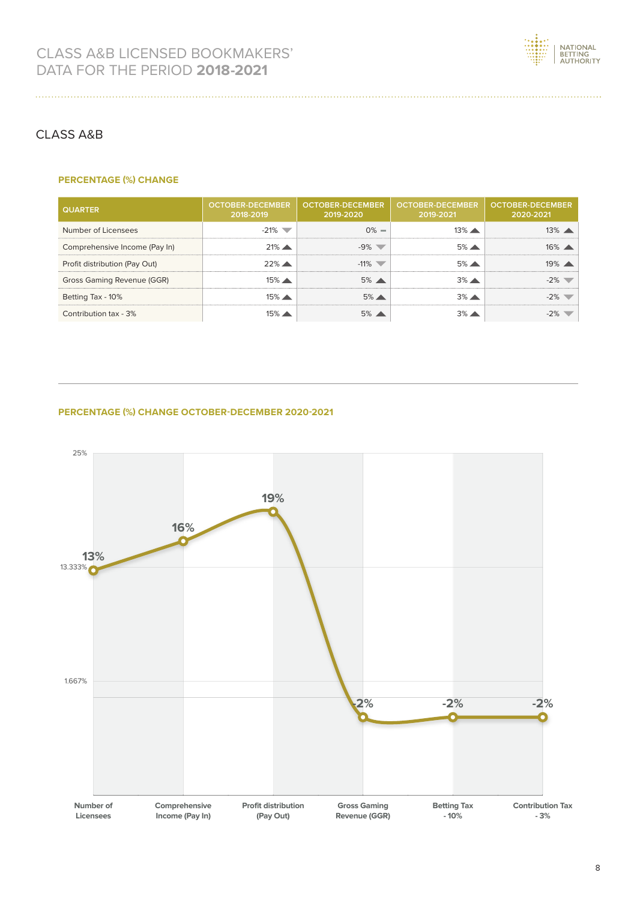## CLASS A&B

### PERCENTAGE (%) CHANGE

| QUARTER | OCTOBER-DECEMBER 2018-2019 | OCTOBER-DECEMBER 2019-2020 | OCTOBER-DECEMBER 2019-2021 | OCTOBER-DECEMBER 2020-2021 |
|---|---|---|---|---|
| Number of Licensees | -21% ▼ | 0% – | 13% ▲ | 13% ▲ |
| Comprehensive Income (Pay In) | 21% ▲ | -9% ▼ | 5% ▲ | 16% ▲ |
| Profit distribution (Pay Out) | 22% ▲ | -11% ▼ | 5% ▲ | 19% ▲ |
| Gross Gaming Revenue (GGR) | 15% ▲ | 5% ▲ | 3% ▲ | -2% ▼ |
| Betting Tax - 10% | 15% ▲ | 5% ▲ | 3% ▲ | -2% ▼ |
| Contribution tax - 3% | 15% ▲ | 5% ▲ | 3% ▲ | -2% ▼ |

### PERCENTAGE (%) CHANGE OCTOBER-DECEMBER 2020-2021

| Category | % Change |
|---|---|
| Number of Licensees | 13% |
| Comprehensive Income (Pay In) | 16% |
| Profit distribution (Pay Out) | 19% |
| Gross Gaming Revenue (GGR) | -2% |
| Betting Tax - 10% | -2% |
| Contribution Tax - 3% | -2% |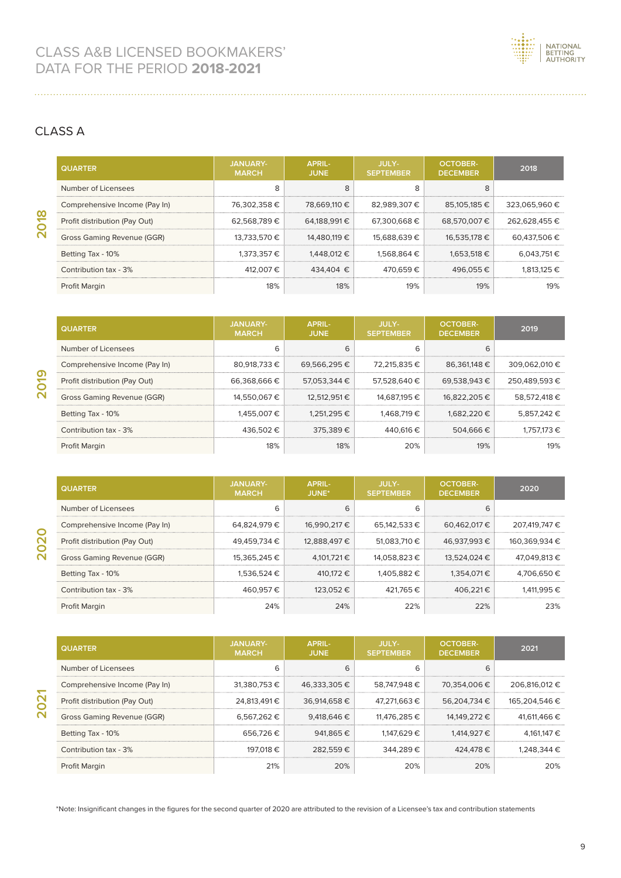# CLASS A&B LICENSED BOOKMAKERS' DATA FOR THE PERIOD **2018-2021**

## CLASS A

**2018**

| QUARTER | JANUARY-MARCH | APRIL-JUNE | JULY-SEPTEMBER | OCTOBER-DECEMBER | 2018 |
|---|---|---|---|---|---|
| Number of Licensees | 8 | 8 | 8 | 8 | |
| Comprehensive Income (Pay In) | 76,302,358 € | 78,669,110 € | 82,989,307 € | 85,105,185 € | 323,065,960 € |
| Profit distribution (Pay Out) | 62,568,789 € | 64,188,991 € | 67,300,668 € | 68,570,007 € | 262,628,455 € |
| Gross Gaming Revenue (GGR) | 13,733,570 € | 14,480,119 € | 15,688,639 € | 16,535,178 € | 60,437,506 € |
| Betting Tax - 10% | 1,373,357 € | 1,448,012 € | 1,568,864 € | 1,653,518 € | 6,043,751 € |
| Contribution tax - 3% | 412,007 € | 434,404 € | 470,659 € | 496,055 € | 1,813,125 € |
| Profit Margin | 18% | 18% | 19% | 19% | 19% |

**2019**

| QUARTER | JANUARY-MARCH | APRIL-JUNE | JULY-SEPTEMBER | OCTOBER-DECEMBER | 2019 |
|---|---|---|---|---|---|
| Number of Licensees | 6 | 6 | 6 | 6 | |
| Comprehensive Income (Pay In) | 80,918,733 € | 69,566,295 € | 72,215,835 € | 86,361,148 € | 309,062,010 € |
| Profit distribution (Pay Out) | 66,368,666 € | 57,053,344 € | 57,528,640 € | 69,538,943 € | 250,489,593 € |
| Gross Gaming Revenue (GGR) | 14,550,067 € | 12,512,951 € | 14,687,195 € | 16,822,205 € | 58,572,418 € |
| Betting Tax - 10% | 1,455,007 € | 1,251,295 € | 1,468,719 € | 1,682,220 € | 5,857,242 € |
| Contribution tax - 3% | 436,502 € | 375,389 € | 440,616 € | 504,666 € | 1,757,173 € |
| Profit Margin | 18% | 18% | 20% | 19% | 19% |

**2020**

| QUARTER | JANUARY-MARCH | APRIL-JUNE* | JULY-SEPTEMBER | OCTOBER-DECEMBER | 2020 |
|---|---|---|---|---|---|
| Number of Licensees | 6 | 6 | 6 | 6 | |
| Comprehensive Income (Pay In) | 64,824,979 € | 16,990,217 € | 65,142,533 € | 60,462,017 € | 207,419,747 € |
| Profit distribution (Pay Out) | 49,459,734 € | 12,888,497 € | 51,083,710 € | 46,937,993 € | 160,369,934 € |
| Gross Gaming Revenue (GGR) | 15,365,245 € | 4,101,721 € | 14,058,823 € | 13,524,024 € | 47,049,813 € |
| Betting Tax - 10% | 1,536,524 € | 410,172 € | 1,405,882 € | 1,354,071 € | 4,706,650 € |
| Contribution tax - 3% | 460,957 € | 123,052 € | 421,765 € | 406,221 € | 1,411,995 € |
| Profit Margin | 24% | 24% | 22% | 22% | 23% |

**2021**

| QUARTER | JANUARY-MARCH | APRIL-JUNE | JULY-SEPTEMBER | OCTOBER-DECEMBER | 2021 |
|---|---|---|---|---|---|
| Number of Licensees | 6 | 6 | 6 | 6 | |
| Comprehensive Income (Pay In) | 31,380,753 € | 46,333,305 € | 58,747,948 € | 70,354,006 € | 206,816,012 € |
| Profit distribution (Pay Out) | 24,813,491 € | 36,914,658 € | 47,271,663 € | 56,204,734 € | 165,204,546 € |
| Gross Gaming Revenue (GGR) | 6,567,262 € | 9,418,646 € | 11,476,285 € | 14,149,272 € | 41,611,466 € |
| Betting Tax - 10% | 656,726 € | 941,865 € | 1,147,629 € | 1,414,927 € | 4,161,147 € |
| Contribution tax - 3% | 197,018 € | 282,559 € | 344,289 € | 424,478 € | 1,248,344 € |
| Profit Margin | 21% | 20% | 20% | 20% | 20% |

*Note: Insignificant changes in the figures for the second quarter of 2020 are attributed to the revision of a Licensee's tax and contribution statements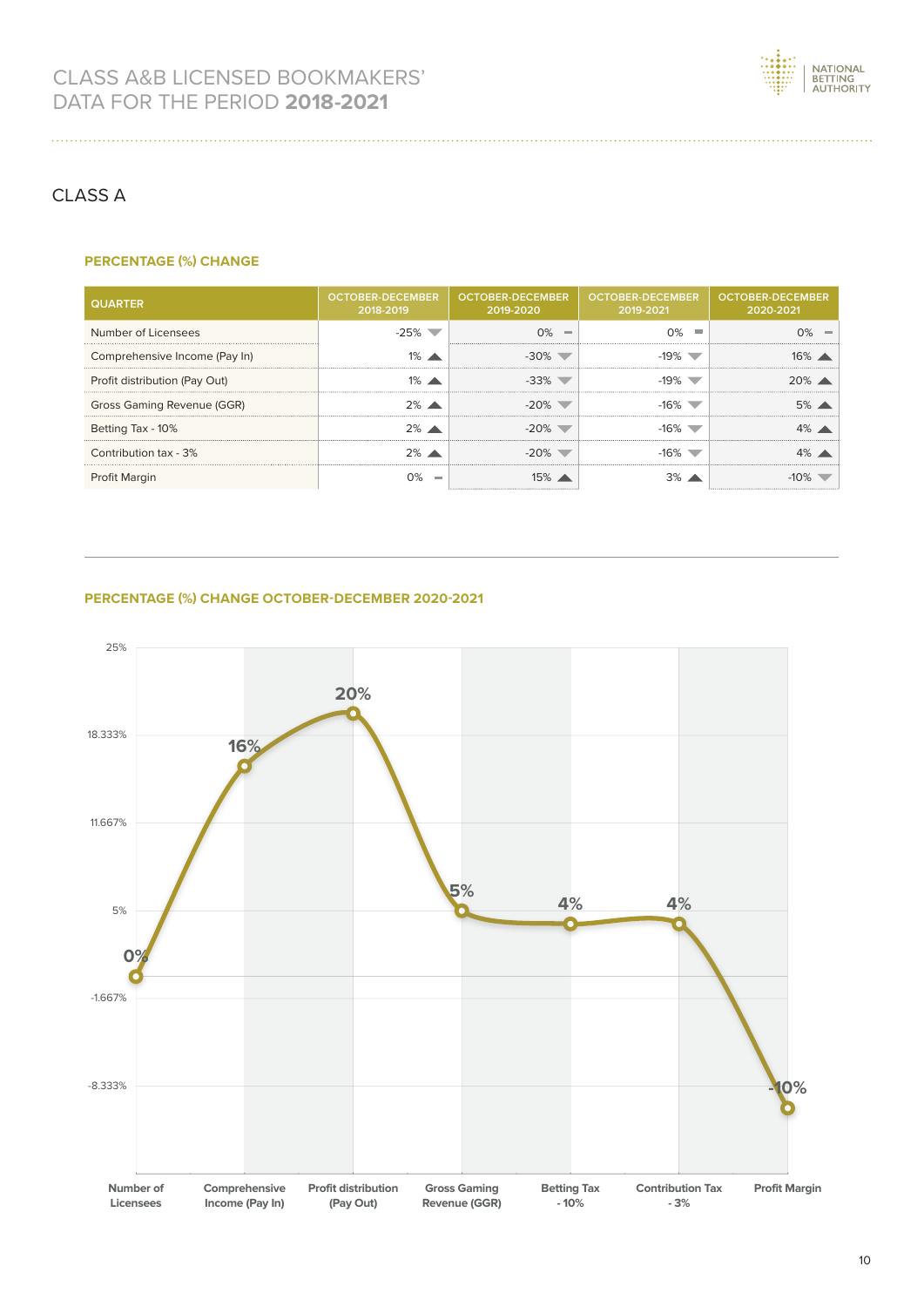# CLASS A

### PERCENTAGE (%) CHANGE

| QUARTER | OCTOBER-DECEMBER 2018-2019 | OCTOBER-DECEMBER 2019-2020 | OCTOBER-DECEMBER 2019-2021 | OCTOBER-DECEMBER 2020-2021 |
|---|---|---|---|---|
| Number of Licensees | -25% ▼ | 0% ▬ | 0% ▬ | 0% ▬ |
| Comprehensive Income (Pay In) | 1% ▲ | -30% ▼ | -19% ▼ | 16% ▲ |
| Profit distribution (Pay Out) | 1% ▲ | -33% ▼ | -19% ▼ | 20% ▲ |
| Gross Gaming Revenue (GGR) | 2% ▲ | -20% ▼ | -16% ▼ | 5% ▲ |
| Betting Tax - 10% | 2% ▲ | -20% ▼ | -16% ▼ | 4% ▲ |
| Contribution tax - 3% | 2% ▲ | -20% ▼ | -16% ▼ | 4% ▲ |
| Profit Margin | 0% ▬ | 15% ▲ | 3% ▲ | -10% ▼ |

### PERCENTAGE (%) CHANGE OCTOBER-DECEMBER 2020-2021

| Number of Licensees | Comprehensive Income (Pay In) | Profit distribution (Pay Out) | Gross Gaming Revenue (GGR) | Betting Tax - 10% | Contribution Tax - 3% | Profit Margin |
|---|---|---|---|---|---|---|
| 0% | 16% | 20% | 5% | 4% | 4% | -10% |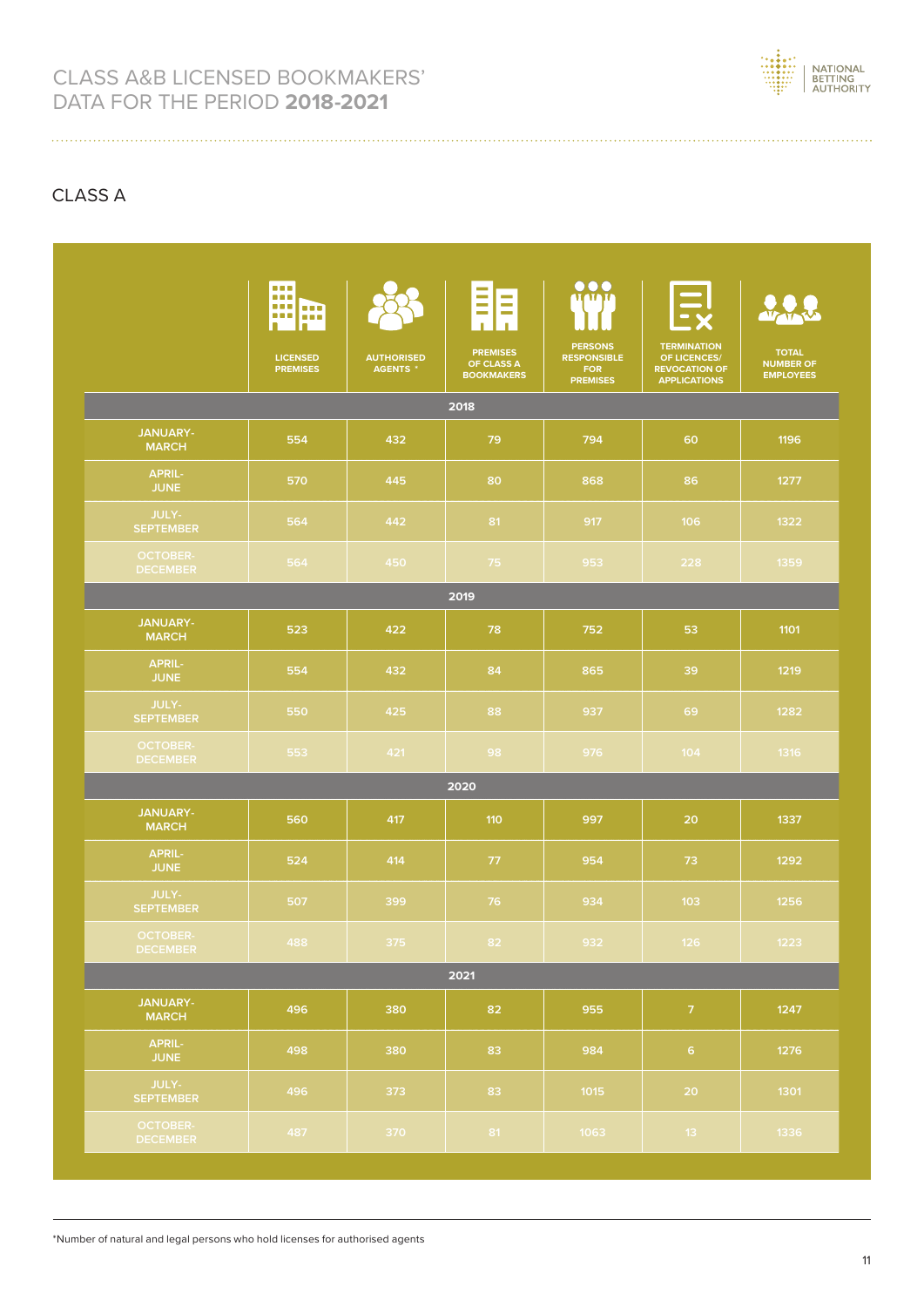# CLASS A&B LICENSED BOOKMAKERS' DATA FOR THE PERIOD **2018-2021**

## CLASS A

| | LICENSED PREMISES | AUTHORISED AGENTS * | PREMISES OF CLASS A BOOKMAKERS | PERSONS RESPONSIBLE FOR PREMISES | TERMINATION OF LICENCES/ REVOCATION OF APPLICATIONS | TOTAL NUMBER OF EMPLOYEES |
|---|---|---|---|---|---|---|
| **2018** | | | | | | |
| JANUARY-MARCH | 554 | 432 | 79 | 794 | 60 | 1196 |
| APRIL-JUNE | 570 | 445 | 80 | 868 | 86 | 1277 |
| JULY-SEPTEMBER | 564 | 442 | 81 | 917 | 106 | 1322 |
| OCTOBER-DECEMBER | 564 | 450 | 75 | 953 | 228 | 1359 |
| **2019** | | | | | | |
| JANUARY-MARCH | 523 | 422 | 78 | 752 | 53 | 1101 |
| APRIL-JUNE | 554 | 432 | 84 | 865 | 39 | 1219 |
| JULY-SEPTEMBER | 550 | 425 | 88 | 937 | 69 | 1282 |
| OCTOBER-DECEMBER | 553 | 421 | 98 | 976 | 104 | 1316 |
| **2020** | | | | | | |
| JANUARY-MARCH | 560 | 417 | 110 | 997 | 20 | 1337 |
| APRIL-JUNE | 524 | 414 | 77 | 954 | 73 | 1292 |
| JULY-SEPTEMBER | 507 | 399 | 76 | 934 | 103 | 1256 |
| OCTOBER-DECEMBER | 488 | 375 | 82 | 932 | 126 | 1223 |
| **2021** | | | | | | |
| JANUARY-MARCH | 496 | 380 | 82 | 955 | 7 | 1247 |
| APRIL-JUNE | 498 | 380 | 83 | 984 | 6 | 1276 |
| JULY-SEPTEMBER | 496 | 373 | 83 | 1015 | 20 | 1301 |
| OCTOBER-DECEMBER | 487 | 370 | 81 | 1063 | 13 | 1336 |

*Number of natural and legal persons who hold licenses for authorised agents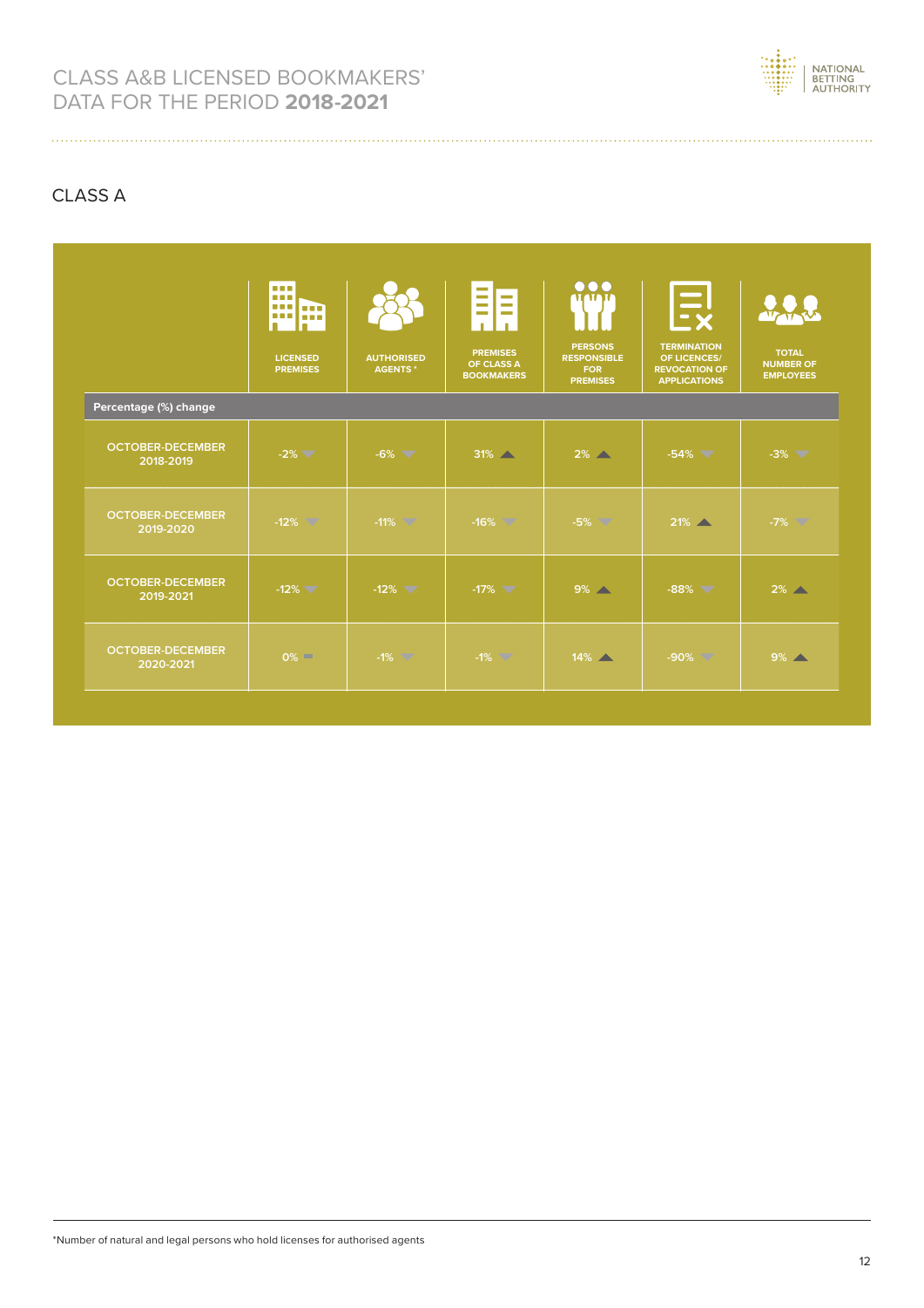# CLASS A&B LICENSED BOOKMAKERS' DATA FOR THE PERIOD **2018-2021**

## CLASS A

| Percentage (%) change | LICENSED PREMISES | AUTHORISED AGENTS * | PREMISES OF CLASS A BOOKMAKERS | PERSONS RESPONSIBLE FOR PREMISES | TERMINATION OF LICENCES/ REVOCATION OF APPLICATIONS | TOTAL NUMBER OF EMPLOYEES |
|---|---|---|---|---|---|---|
| OCTOBER-DECEMBER 2018-2019 | -2% ▼ | -6% ▼ | 31% ▲ | 2% ▲ | -54% ▼ | -3% ▼ |
| OCTOBER-DECEMBER 2019-2020 | -12% ▼ | -11% ▼ | -16% ▼ | -5% ▼ | 21% ▲ | -7% ▼ |
| OCTOBER-DECEMBER 2019-2021 | -12% ▼ | -12% ▼ | -17% ▼ | 9% ▲ | -88% ▼ | 2% ▲ |
| OCTOBER-DECEMBER 2020-2021 | 0% ▬ | -1% ▼ | -1% ▼ | 14% ▲ | -90% ▼ | 9% ▲ |

*Number of natural and legal persons who hold licenses for authorised agents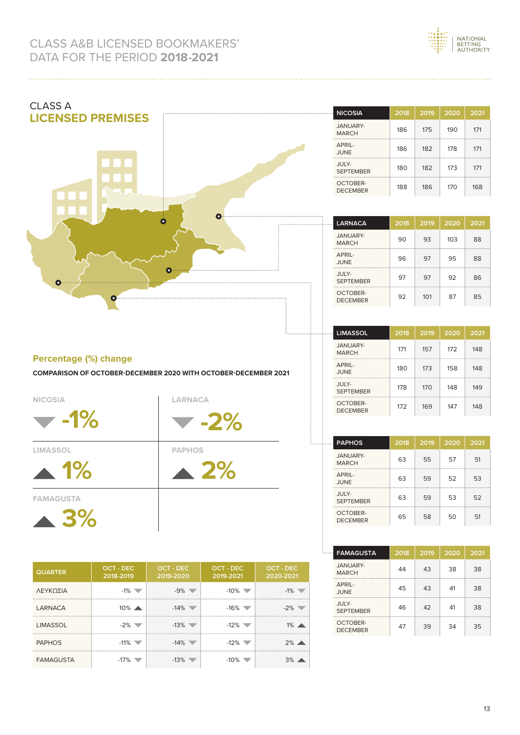# CLASS A&B LICENSED BOOKMAKERS' DATA FOR THE PERIOD **2018-2021**

## CLASS A
## LICENSED PREMISES

| NICOSIA | 2018 | 2019 | 2020 | 2021 |
|---|---|---|---|---|
| JANUARY-MARCH | 186 | 175 | 190 | 171 |
| APRIL-JUNE | 186 | 182 | 178 | 171 |
| JULY-SEPTEMBER | 180 | 182 | 173 | 171 |
| OCTOBER-DECEMBER | 188 | 186 | 170 | 168 |

| LARNACA | 2018 | 2019 | 2020 | 2021 |
|---|---|---|---|---|
| JANUARY-MARCH | 90 | 93 | 103 | 88 |
| APRIL-JUNE | 96 | 97 | 95 | 88 |
| JULY-SEPTEMBER | 97 | 97 | 92 | 86 |
| OCTOBER-DECEMBER | 92 | 101 | 87 | 85 |

| LIMASSOL | 2018 | 2019 | 2020 | 2021 |
|---|---|---|---|---|
| JANUARY-MARCH | 171 | 157 | 172 | 148 |
| APRIL-JUNE | 180 | 173 | 158 | 148 |
| JULY-SEPTEMBER | 178 | 170 | 148 | 149 |
| OCTOBER-DECEMBER | 172 | 169 | 147 | 148 |

| PAPHOS | 2018 | 2019 | 2020 | 2021 |
|---|---|---|---|---|
| JANUARY-MARCH | 63 | 55 | 57 | 51 |
| APRIL-JUNE | 63 | 59 | 52 | 53 |
| JULY-SEPTEMBER | 63 | 59 | 53 | 52 |
| OCTOBER-DECEMBER | 65 | 58 | 50 | 51 |

| FAMAGUSTA | 2018 | 2019 | 2020 | 2021 |
|---|---|---|---|---|
| JANUARY-MARCH | 44 | 43 | 38 | 38 |
| APRIL-JUNE | 45 | 43 | 41 | 38 |
| JULY-SEPTEMBER | 46 | 42 | 41 | 38 |
| OCTOBER-DECEMBER | 47 | 39 | 34 | 35 |

### Percentage (%) change

**COMPARISON OF OCTOBER-DECEMBER 2020 WITH OCTOBER-DECEMBER 2021**

- NICOSIA: ▼ -1%
- LARNACA: ▼ -2%
- LIMASSOL: ▲ 1%
- PAPHOS: ▲ 2%
- FAMAGUSTA: ▲ 3%

| QUARTER | OCT - DEC 2018-2019 | OCT - DEC 2019-2020 | OCT - DEC 2019-2021 | OCT - DEC 2020-2021 |
|---|---|---|---|---|
| ΛΕΥΚΩΣΙΑ | -1% ▼ | -9% ▼ | -10% ▼ | -1% ▼ |
| LARNACA | 10% ▲ | -14% ▼ | -16% ▼ | -2% ▼ |
| LIMASSOL | -2% ▼ | -13% ▼ | -12% ▼ | 1% ▲ |
| PAPHOS | -11% ▼ | -14% ▼ | -12% ▼ | 2% ▲ |
| FAMAGUSTA | -17% ▼ | -13% ▼ | -10% ▼ | 3% ▲ |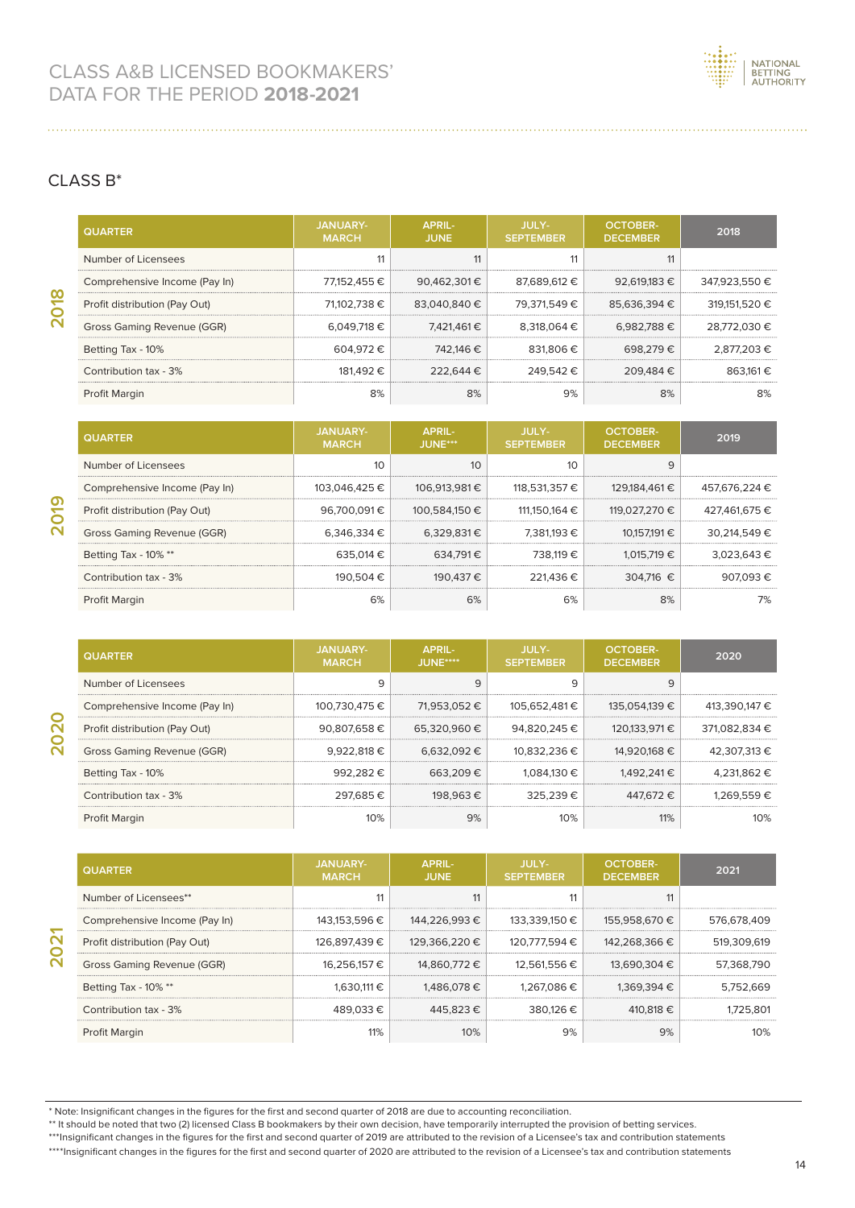# CLASS A&B LICENSED BOOKMAKERS' DATA FOR THE PERIOD **2018-2021**

## CLASS B*

**2018**

| QUARTER | JANUARY-MARCH | APRIL-JUNE | JULY-SEPTEMBER | OCTOBER-DECEMBER | 2018 |
|---|---|---|---|---|---|
| Number of Licensees | 11 | 11 | 11 | 11 | |
| Comprehensive Income (Pay In) | 77,152,455 € | 90,462,301 € | 87,689,612 € | 92,619,183 € | 347,923,550 € |
| Profit distribution (Pay Out) | 71,102,738 € | 83,040,840 € | 79,371,549 € | 85,636,394 € | 319,151,520 € |
| Gross Gaming Revenue (GGR) | 6,049,718 € | 7,421,461 € | 8,318,064 € | 6,982,788 € | 28,772,030 € |
| Betting Tax - 10% | 604,972 € | 742,146 € | 831,806 € | 698,279 € | 2,877,203 € |
| Contribution tax - 3% | 181,492 € | 222,644 € | 249,542 € | 209,484 € | 863,161 € |
| Profit Margin | 8% | 8% | 9% | 8% | 8% |

**2019**

| QUARTER | JANUARY-MARCH | APRIL-JUNE*** | JULY-SEPTEMBER | OCTOBER-DECEMBER | 2019 |
|---|---|---|---|---|---|
| Number of Licensees | 10 | 10 | 10 | 9 | |
| Comprehensive Income (Pay In) | 103,046,425 € | 106,913,981 € | 118,531,357 € | 129,184,461 € | 457,676,224 € |
| Profit distribution (Pay Out) | 96,700,091 € | 100,584,150 € | 111,150,164 € | 119,027,270 € | 427,461,675 € |
| Gross Gaming Revenue (GGR) | 6,346,334 € | 6,329,831 € | 7,381,193 € | 10,157,191 € | 30,214,549 € |
| Betting Tax - 10% ** | 635,014 € | 634,791 € | 738,119 € | 1,015,719 € | 3,023,643 € |
| Contribution tax - 3% | 190,504 € | 190,437 € | 221,436 € | 304,716 € | 907,093 € |
| Profit Margin | 6% | 6% | 6% | 8% | 7% |

**2020**

| QUARTER | JANUARY-MARCH | APRIL-JUNE**** | JULY-SEPTEMBER | OCTOBER-DECEMBER | 2020 |
|---|---|---|---|---|---|
| Number of Licensees | 9 | 9 | 9 | 9 | |
| Comprehensive Income (Pay In) | 100,730,475 € | 71,953,052 € | 105,652,481 € | 135,054,139 € | 413,390,147 € |
| Profit distribution (Pay Out) | 90,807,658 € | 65,320,960 € | 94,820,245 € | 120,133,971 € | 371,082,834 € |
| Gross Gaming Revenue (GGR) | 9,922,818 € | 6,632,092 € | 10,832,236 € | 14,920,168 € | 42,307,313 € |
| Betting Tax - 10% | 992,282 € | 663,209 € | 1,084,130 € | 1,492,241 € | 4,231,862 € |
| Contribution tax - 3% | 297,685 € | 198,963 € | 325,239 € | 447,672 € | 1,269,559 € |
| Profit Margin | 10% | 9% | 10% | 11% | 10% |

**2021**

| QUARTER | JANUARY-MARCH | APRIL-JUNE | JULY-SEPTEMBER | OCTOBER-DECEMBER | 2021 |
|---|---|---|---|---|---|
| Number of Licensees** | 11 | 11 | 11 | 11 | |
| Comprehensive Income (Pay In) | 143,153,596 € | 144,226,993 € | 133,339,150 € | 155,958,670 € | 576,678,409 |
| Profit distribution (Pay Out) | 126,897,439 € | 129,366,220 € | 120,777,594 € | 142,268,366 € | 519,309,619 |
| Gross Gaming Revenue (GGR) | 16,256,157 € | 14,860,772 € | 12,561,556 € | 13,690,304 € | 57,368,790 |
| Betting Tax - 10% ** | 1,630,111 € | 1,486,078 € | 1,267,086 € | 1,369,394 € | 5,752,669 |
| Contribution tax - 3% | 489,033 € | 445,823 € | 380,126 € | 410,818 € | 1,725,801 |
| Profit Margin | 11% | 10% | 9% | 9% | 10% |

* Note: Insignificant changes in the figures for the first and second quarter of 2018 are due to accounting reconciliation.
** It should be noted that two (2) licensed Class B bookmakers by their own decision, have temporarily interrupted the provision of betting services.
***Insignificant changes in the figures for the first and second quarter of 2019 are attributed to the revision of a Licensee's tax and contribution statements
****Insignificant changes in the figures for the first and second quarter of 2020 are attributed to the revision of a Licensee's tax and contribution statements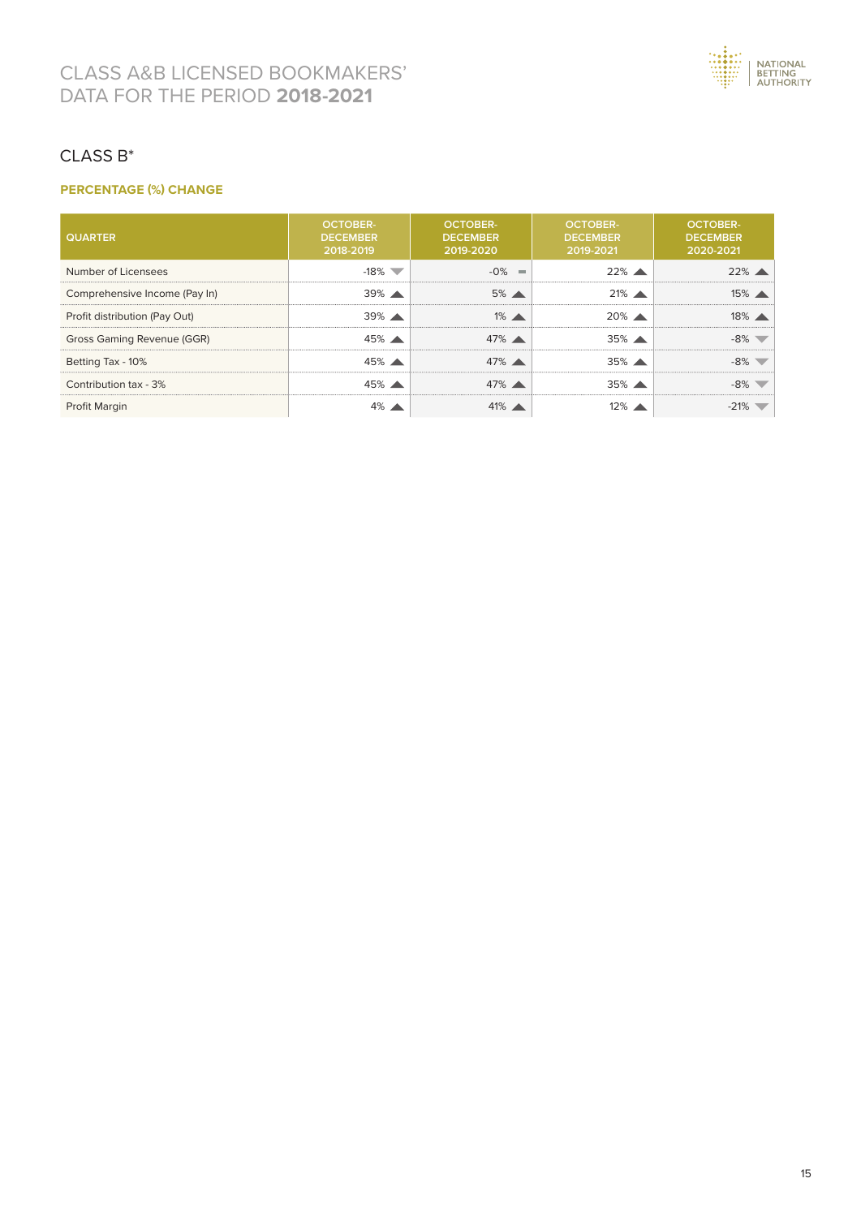# CLASS A&B LICENSED BOOKMAKERS' DATA FOR THE PERIOD **2018-2021**

## CLASS B*

### PERCENTAGE (%) CHANGE

| QUARTER | OCTOBER-DECEMBER 2018-2019 | OCTOBER-DECEMBER 2019-2020 | OCTOBER-DECEMBER 2019-2021 | OCTOBER-DECEMBER 2020-2021 |
|---|---|---|---|---|
| Number of Licensees | -18% ▼ | -0% ▬ | 22% ▲ | 22% ▲ |
| Comprehensive Income (Pay In) | 39% ▲ | 5% ▲ | 21% ▲ | 15% ▲ |
| Profit distribution (Pay Out) | 39% ▲ | 1% ▲ | 20% ▲ | 18% ▲ |
| Gross Gaming Revenue (GGR) | 45% ▲ | 47% ▲ | 35% ▲ | -8% ▼ |
| Betting Tax - 10% | 45% ▲ | 47% ▲ | 35% ▲ | -8% ▼ |
| Contribution tax - 3% | 45% ▲ | 47% ▲ | 35% ▲ | -8% ▼ |
| Profit Margin | 4% ▲ | 41% ▲ | 12% ▲ | -21% ▼ |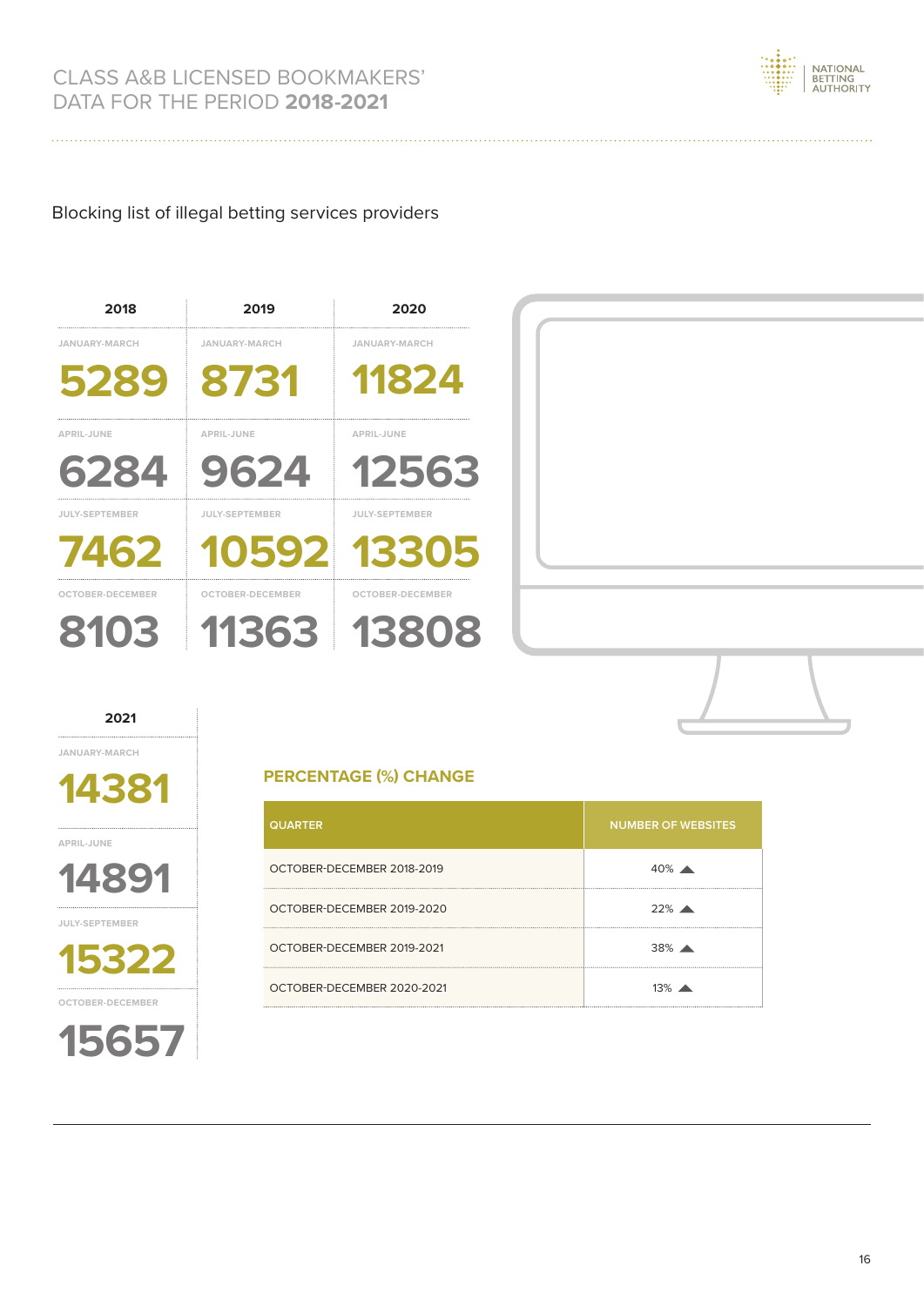Blocking list of illegal betting services providers

| Quarter | 2018 | 2019 | 2020 | 2021 |
|---|---|---|---|---|
| JANUARY-MARCH | 5289 | 8731 | 11824 | 14381 |
| APRIL-JUNE | 6284 | 9624 | 12563 | 14891 |
| JULY-SEPTEMBER | 7462 | 10592 | 13305 | 15322 |
| OCTOBER-DECEMBER | 8103 | 11363 | 13808 | 15657 |

## PERCENTAGE (%) CHANGE

| QUARTER | NUMBER OF WEBSITES |
|---|---|
| OCTOBER-DECEMBER 2018-2019 | 40% ▲ |
| OCTOBER-DECEMBER 2019-2020 | 22% ▲ |
| OCTOBER-DECEMBER 2019-2021 | 38% ▲ |
| OCTOBER-DECEMBER 2020-2021 | 13% ▲ |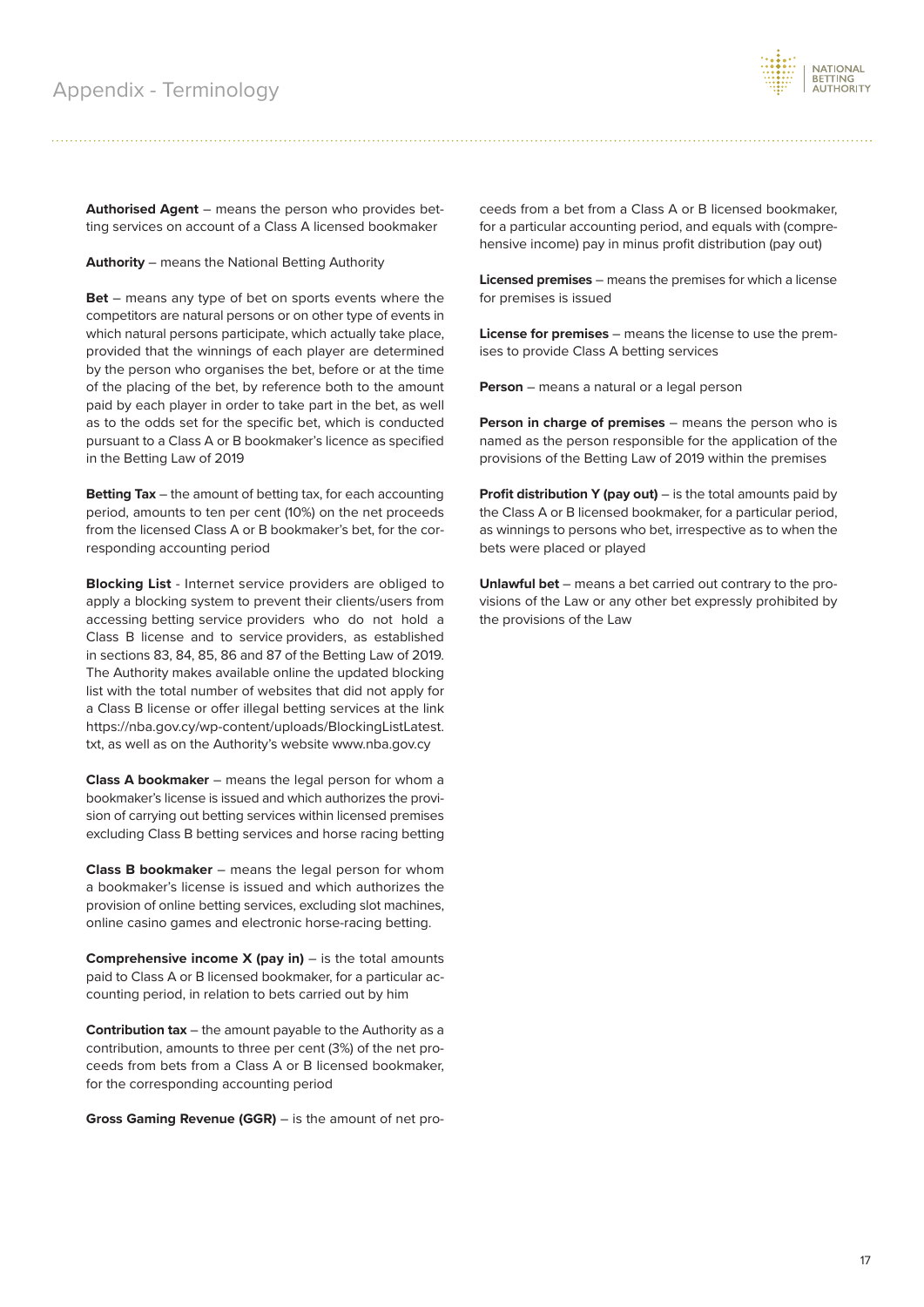# Appendix - Terminology

**Authorised Agent** – means the person who provides betting services on account of a Class A licensed bookmaker

**Authority** – means the National Betting Authority

**Bet** – means any type of bet on sports events where the competitors are natural persons or on other type of events in which natural persons participate, which actually take place, provided that the winnings of each player are determined by the person who organises the bet, before or at the time of the placing of the bet, by reference both to the amount paid by each player in order to take part in the bet, as well as to the odds set for the specific bet, which is conducted pursuant to a Class A or B bookmaker's licence as specified in the Betting Law of 2019

**Betting Tax** – the amount of betting tax, for each accounting period, amounts to ten per cent (10%) on the net proceeds from the licensed Class A or B bookmaker's bet, for the corresponding accounting period

**Blocking List** - Internet service providers are obliged to apply a blocking system to prevent their clients/users from accessing betting service providers who do not hold a Class B license and to service providers, as established in sections 83, 84, 85, 86 and 87 of the Betting Law of 2019. The Authority makes available online the updated blocking list with the total number of websites that did not apply for a Class B license or offer illegal betting services at the link https://nba.gov.cy/wp-content/uploads/BlockingListLatest.txt, as well as on the Authority's website www.nba.gov.cy

**Class A bookmaker** – means the legal person for whom a bookmaker's license is issued and which authorizes the provision of carrying out betting services within licensed premises excluding Class B betting services and horse racing betting

**Class B bookmaker** – means the legal person for whom a bookmaker's license is issued and which authorizes the provision of online betting services, excluding slot machines, online casino games and electronic horse-racing betting.

**Comprehensive income X (pay in)** – is the total amounts paid to Class A or B licensed bookmaker, for a particular accounting period, in relation to bets carried out by him

**Contribution tax** – the amount payable to the Authority as a contribution, amounts to three per cent (3%) of the net proceeds from bets from a Class A or B licensed bookmaker, for the corresponding accounting period

**Gross Gaming Revenue (GGR)** – is the amount of net proceeds from a bet from a Class A or B licensed bookmaker, for a particular accounting period, and equals with (comprehensive income) pay in minus profit distribution (pay out)

**Licensed premises** – means the premises for which a license for premises is issued

**License for premises** – means the license to use the premises to provide Class A betting services

**Person** – means a natural or a legal person

**Person in charge of premises** – means the person who is named as the person responsible for the application of the provisions of the Betting Law of 2019 within the premises

**Profit distribution Y (pay out)** – is the total amounts paid by the Class A or B licensed bookmaker, for a particular period, as winnings to persons who bet, irrespective as to when the bets were placed or played

**Unlawful bet** – means a bet carried out contrary to the provisions of the Law or any other bet expressly prohibited by the provisions of the Law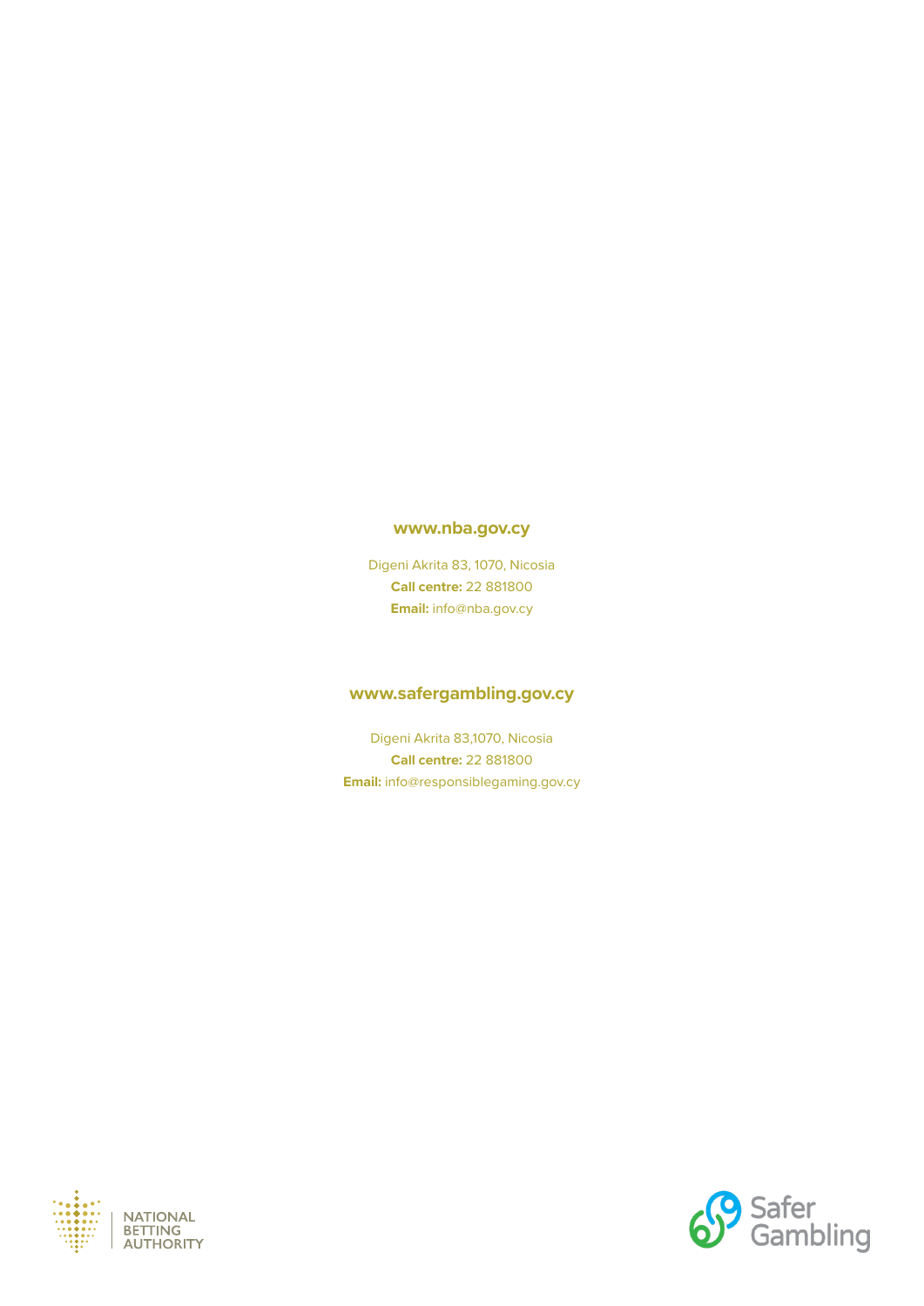**www.nba.gov.cy**

Digeni Akrita 83, 1070, Nicosia
**Call centre:** 22 881800
**Email:** info@nba.gov.cy

**www.safergambling.gov.cy**

Digeni Akrita 83,1070, Nicosia
**Call centre:** 22 881800
**Email:** info@responsiblegaming.gov.cy

NATIONAL BETTING AUTHORITY

Safer Gambling